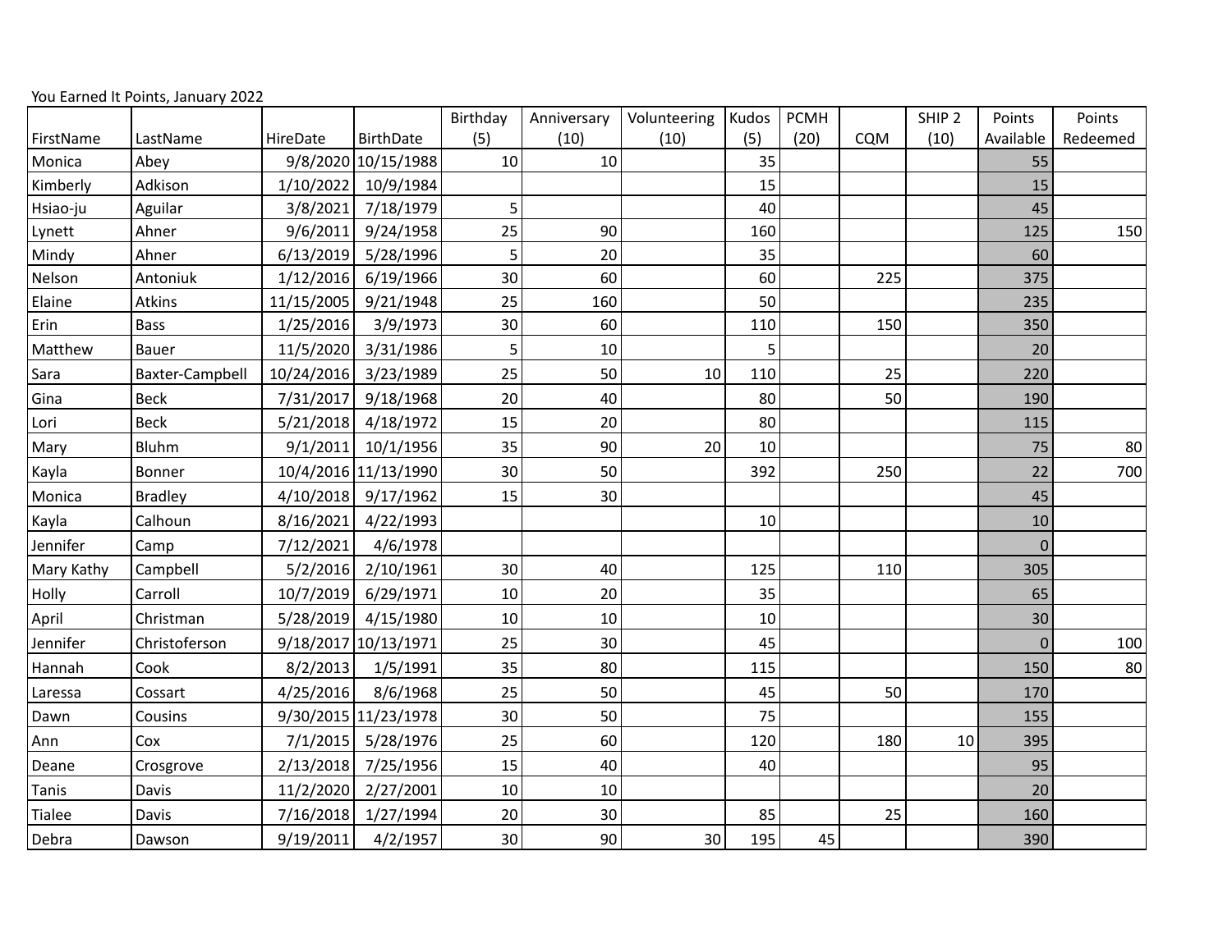You Earned It Points, January 2022

| FirstName | LastName | HireDate | BirthDate | Birthday (5) | Anniversary (10) | Volunteering (10) | Kudos (5) | PCMH (20) | CQM | SHIP 2 (10) | Points Available | Points Redeemed |
|---|---|---|---|---|---|---|---|---|---|---|---|---|
| Monica | Abey | 9/8/2020 | 10/15/1988 | 10 | 10 | | 35 | | | | 55 | |
| Kimberly | Adkison | 1/10/2022 | 10/9/1984 | | | | 15 | | | | 15 | |
| Hsiao-ju | Aguilar | 3/8/2021 | 7/18/1979 | 5 | | | 40 | | | | 45 | |
| Lynett | Ahner | 9/6/2011 | 9/24/1958 | 25 | 90 | | 160 | | | | 125 | 150 |
| Mindy | Ahner | 6/13/2019 | 5/28/1996 | 5 | 20 | | 35 | | | | 60 | |
| Nelson | Antoniuk | 1/12/2016 | 6/19/1966 | 30 | 60 | | 60 | | 225 | | 375 | |
| Elaine | Atkins | 11/15/2005 | 9/21/1948 | 25 | 160 | | 50 | | | | 235 | |
| Erin | Bass | 1/25/2016 | 3/9/1973 | 30 | 60 | | 110 | | 150 | | 350 | |
| Matthew | Bauer | 11/5/2020 | 3/31/1986 | 5 | 10 | | 5 | | | | 20 | |
| Sara | Baxter-Campbell | 10/24/2016 | 3/23/1989 | 25 | 50 | 10 | 110 | | 25 | | 220 | |
| Gina | Beck | 7/31/2017 | 9/18/1968 | 20 | 40 | | 80 | | 50 | | 190 | |
| Lori | Beck | 5/21/2018 | 4/18/1972 | 15 | 20 | | 80 | | | | 115 | |
| Mary | Bluhm | 9/1/2011 | 10/1/1956 | 35 | 90 | 20 | 10 | | | | 75 | 80 |
| Kayla | Bonner | 10/4/2016 | 11/13/1990 | 30 | 50 | | 392 | | 250 | | 22 | 700 |
| Monica | Bradley | 4/10/2018 | 9/17/1962 | 15 | 30 | | | | | | 45 | |
| Kayla | Calhoun | 8/16/2021 | 4/22/1993 | | | | 10 | | | | 10 | |
| Jennifer | Camp | 7/12/2021 | 4/6/1978 | | | | | | | | 0 | |
| Mary Kathy | Campbell | 5/2/2016 | 2/10/1961 | 30 | 40 | | 125 | | 110 | | 305 | |
| Holly | Carroll | 10/7/2019 | 6/29/1971 | 10 | 20 | | 35 | | | | 65 | |
| April | Christman | 5/28/2019 | 4/15/1980 | 10 | 10 | | 10 | | | | 30 | |
| Jennifer | Christoferson | 9/18/2017 | 10/13/1971 | 25 | 30 | | 45 | | | | 0 | 100 |
| Hannah | Cook | 8/2/2013 | 1/5/1991 | 35 | 80 | | 115 | | | | 150 | 80 |
| Laressa | Cossart | 4/25/2016 | 8/6/1968 | 25 | 50 | | 45 | | 50 | | 170 | |
| Dawn | Cousins | 9/30/2015 | 11/23/1978 | 30 | 50 | | 75 | | | | 155 | |
| Ann | Cox | 7/1/2015 | 5/28/1976 | 25 | 60 | | 120 | | 180 | 10 | 395 | |
| Deane | Crosgrove | 2/13/2018 | 7/25/1956 | 15 | 40 | | 40 | | | | 95 | |
| Tanis | Davis | 11/2/2020 | 2/27/2001 | 10 | 10 | | | | | | 20 | |
| Tialee | Davis | 7/16/2018 | 1/27/1994 | 20 | 30 | | 85 | | 25 | | 160 | |
| Debra | Dawson | 9/19/2011 | 4/2/1957 | 30 | 90 | 30 | 195 | 45 | | | 390 | |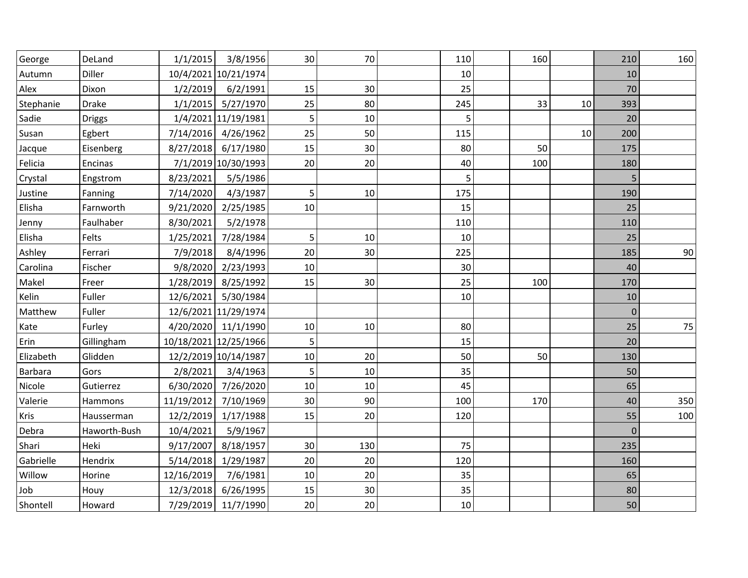| | | | | | | | | | | | | |
|---|---|---|---|---|---|---|---|---|---|---|---|---|
| George | DeLand | 1/1/2015 | 3/8/1956 | 30 | 70 | | 110 | | 160 | | 210 | 160 |
| Autumn | Diller | 10/4/2021 | 10/21/1974 | | | | 10 | | | | 10 | |
| Alex | Dixon | 1/2/2019 | 6/2/1991 | 15 | 30 | | 25 | | | | 70 | |
| Stephanie | Drake | 1/1/2015 | 5/27/1970 | 25 | 80 | | 245 | | 33 | 10 | 393 | |
| Sadie | Driggs | 1/4/2021 | 11/19/1981 | 5 | 10 | | 5 | | | | 20 | |
| Susan | Egbert | 7/14/2016 | 4/26/1962 | 25 | 50 | | 115 | | | 10 | 200 | |
| Jacque | Eisenberg | 8/27/2018 | 6/17/1980 | 15 | 30 | | 80 | | 50 | | 175 | |
| Felicia | Encinas | 7/1/2019 | 10/30/1993 | 20 | 20 | | 40 | | 100 | | 180 | |
| Crystal | Engstrom | 8/23/2021 | 5/5/1986 | | | | 5 | | | | 5 | |
| Justine | Fanning | 7/14/2020 | 4/3/1987 | 5 | 10 | | 175 | | | | 190 | |
| Elisha | Farnworth | 9/21/2020 | 2/25/1985 | 10 | | | 15 | | | | 25 | |
| Jenny | Faulhaber | 8/30/2021 | 5/2/1978 | | | | 110 | | | | 110 | |
| Elisha | Felts | 1/25/2021 | 7/28/1984 | 5 | 10 | | 10 | | | | 25 | |
| Ashley | Ferrari | 7/9/2018 | 8/4/1996 | 20 | 30 | | 225 | | | | 185 | 90 |
| Carolina | Fischer | 9/8/2020 | 2/23/1993 | 10 | | | 30 | | | | 40 | |
| Makel | Freer | 1/28/2019 | 8/25/1992 | 15 | 30 | | 25 | | 100 | | 170 | |
| Kelin | Fuller | 12/6/2021 | 5/30/1984 | | | | 10 | | | | 10 | |
| Matthew | Fuller | 12/6/2021 | 11/29/1974 | | | | | | | | 0 | |
| Kate | Furley | 4/20/2020 | 11/1/1990 | 10 | 10 | | 80 | | | | 25 | 75 |
| Erin | Gillingham | 10/18/2021 | 12/25/1966 | 5 | | | 15 | | | | 20 | |
| Elizabeth | Glidden | 12/2/2019 | 10/14/1987 | 10 | 20 | | 50 | | 50 | | 130 | |
| Barbara | Gors | 2/8/2021 | 3/4/1963 | 5 | 10 | | 35 | | | | 50 | |
| Nicole | Gutierrez | 6/30/2020 | 7/26/2020 | 10 | 10 | | 45 | | | | 65 | |
| Valerie | Hammons | 11/19/2012 | 7/10/1969 | 30 | 90 | | 100 | | 170 | | 40 | 350 |
| Kris | Hausserman | 12/2/2019 | 1/17/1988 | 15 | 20 | | 120 | | | | 55 | 100 |
| Debra | Haworth-Bush | 10/4/2021 | 5/9/1967 | | | | | | | | 0 | |
| Shari | Heki | 9/17/2007 | 8/18/1957 | 30 | 130 | | 75 | | | | 235 | |
| Gabrielle | Hendrix | 5/14/2018 | 1/29/1987 | 20 | 20 | | 120 | | | | 160 | |
| Willow | Horine | 12/16/2019 | 7/6/1981 | 10 | 20 | | 35 | | | | 65 | |
| Job | Houy | 12/3/2018 | 6/26/1995 | 15 | 30 | | 35 | | | | 80 | |
| Shontell | Howard | 7/29/2019 | 11/7/1990 | 20 | 20 | | 10 | | | | 50 | |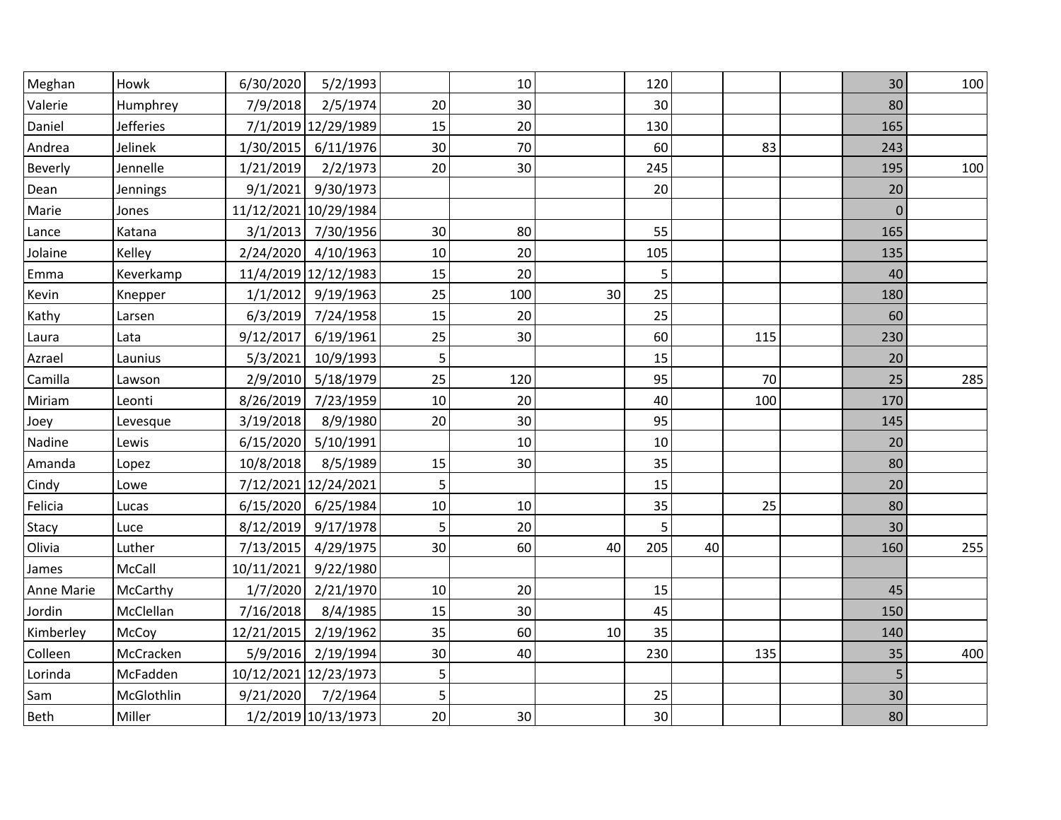| | | | | | | | | | | | | |
|---|---|---|---|---|---|---|---|---|---|---|---|---|
| Meghan | Howk | 6/30/2020 | 5/2/1993 | | 10 | | 120 | | | | 30 | 100 |
| Valerie | Humphrey | 7/9/2018 | 2/5/1974 | 20 | 30 | | 30 | | | | 80 | |
| Daniel | Jefferies | 7/1/2019 | 12/29/1989 | 15 | 20 | | 130 | | | | 165 | |
| Andrea | Jelinek | 1/30/2015 | 6/11/1976 | 30 | 70 | | 60 | | 83 | | 243 | |
| Beverly | Jennelle | 1/21/2019 | 2/2/1973 | 20 | 30 | | 245 | | | | 195 | 100 |
| Dean | Jennings | 9/1/2021 | 9/30/1973 | | | | 20 | | | | 20 | |
| Marie | Jones | 11/12/2021 | 10/29/1984 | | | | | | | | 0 | |
| Lance | Katana | 3/1/2013 | 7/30/1956 | 30 | 80 | | 55 | | | | 165 | |
| Jolaine | Kelley | 2/24/2020 | 4/10/1963 | 10 | 20 | | 105 | | | | 135 | |
| Emma | Keverkamp | 11/4/2019 | 12/12/1983 | 15 | 20 | | 5 | | | | 40 | |
| Kevin | Knepper | 1/1/2012 | 9/19/1963 | 25 | 100 | 30 | 25 | | | | 180 | |
| Kathy | Larsen | 6/3/2019 | 7/24/1958 | 15 | 20 | | 25 | | | | 60 | |
| Laura | Lata | 9/12/2017 | 6/19/1961 | 25 | 30 | | 60 | | 115 | | 230 | |
| Azrael | Launius | 5/3/2021 | 10/9/1993 | 5 | | | 15 | | | | 20 | |
| Camilla | Lawson | 2/9/2010 | 5/18/1979 | 25 | 120 | | 95 | | 70 | | 25 | 285 |
| Miriam | Leonti | 8/26/2019 | 7/23/1959 | 10 | 20 | | 40 | | 100 | | 170 | |
| Joey | Levesque | 3/19/2018 | 8/9/1980 | 20 | 30 | | 95 | | | | 145 | |
| Nadine | Lewis | 6/15/2020 | 5/10/1991 | | 10 | | 10 | | | | 20 | |
| Amanda | Lopez | 10/8/2018 | 8/5/1989 | 15 | 30 | | 35 | | | | 80 | |
| Cindy | Lowe | 7/12/2021 | 12/24/2021 | 5 | | | 15 | | | | 20 | |
| Felicia | Lucas | 6/15/2020 | 6/25/1984 | 10 | 10 | | 35 | | 25 | | 80 | |
| Stacy | Luce | 8/12/2019 | 9/17/1978 | 5 | 20 | | 5 | | | | 30 | |
| Olivia | Luther | 7/13/2015 | 4/29/1975 | 30 | 60 | 40 | 205 | 40 | | | 160 | 255 |
| James | McCall | 10/11/2021 | 9/22/1980 | | | | | | | | | |
| Anne Marie | McCarthy | 1/7/2020 | 2/21/1970 | 10 | 20 | | 15 | | | | 45 | |
| Jordin | McClellan | 7/16/2018 | 8/4/1985 | 15 | 30 | | 45 | | | | 150 | |
| Kimberley | McCoy | 12/21/2015 | 2/19/1962 | 35 | 60 | 10 | 35 | | | | 140 | |
| Colleen | McCracken | 5/9/2016 | 2/19/1994 | 30 | 40 | | 230 | | 135 | | 35 | 400 |
| Lorinda | McFadden | 10/12/2021 | 12/23/1973 | 5 | | | | | | | 5 | |
| Sam | McGlothlin | 9/21/2020 | 7/2/1964 | 5 | | | 25 | | | | 30 | |
| Beth | Miller | 1/2/2019 | 10/13/1973 | 20 | 30 | | 30 | | | | 80 | |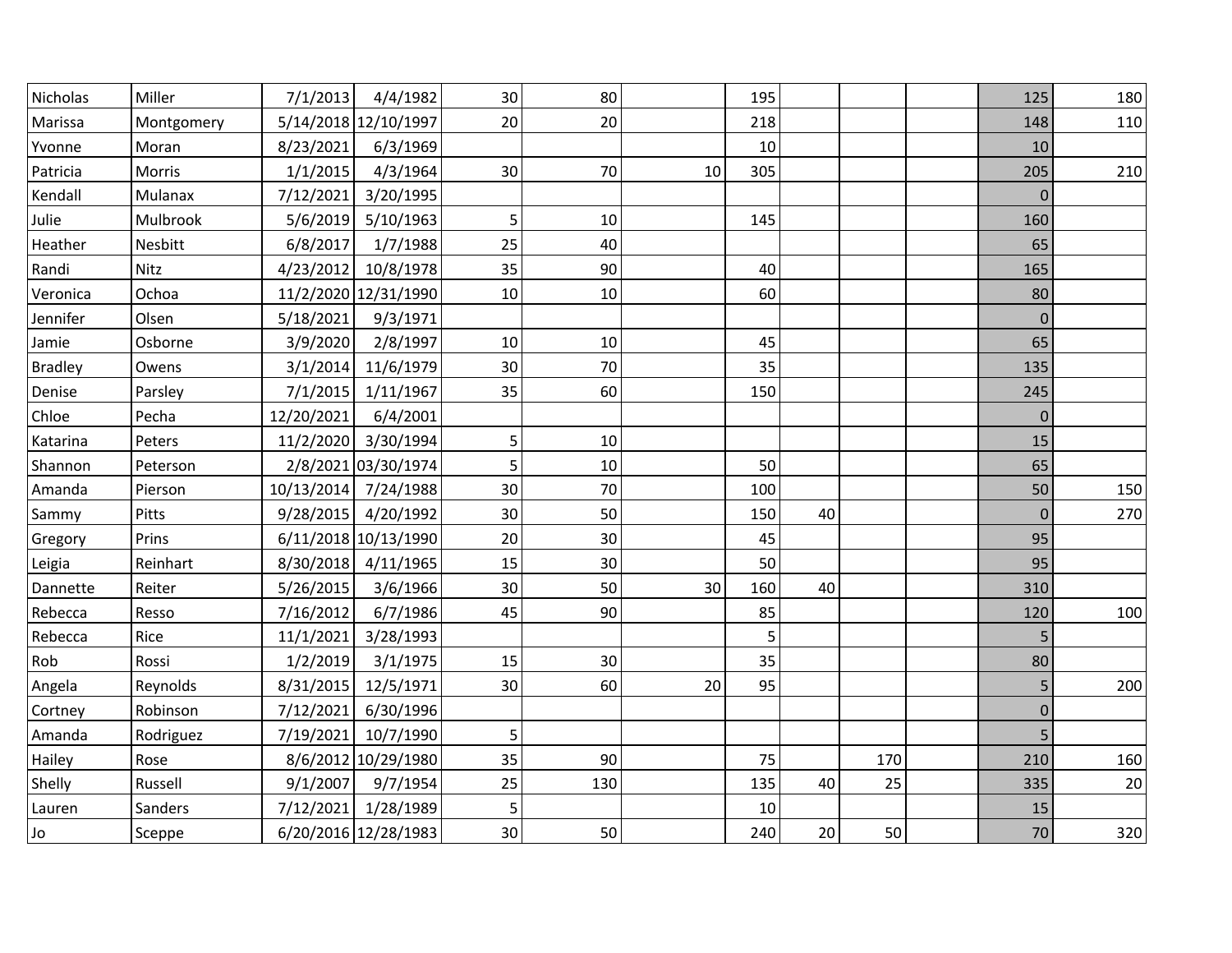| | | | | | | | | | | | | |
|---|---|---|---|---|---|---|---|---|---|---|---|---|
| Nicholas | Miller | 7/1/2013 | 4/4/1982 | 30 | 80 | | 195 | | | | 125 | 180 |
| Marissa | Montgomery | 5/14/2018 | 12/10/1997 | 20 | 20 | | 218 | | | | 148 | 110 |
| Yvonne | Moran | 8/23/2021 | 6/3/1969 | | | | 10 | | | | 10 | |
| Patricia | Morris | 1/1/2015 | 4/3/1964 | 30 | 70 | 10 | 305 | | | | 205 | 210 |
| Kendall | Mulanax | 7/12/2021 | 3/20/1995 | | | | | | | | 0 | |
| Julie | Mulbrook | 5/6/2019 | 5/10/1963 | 5 | 10 | | 145 | | | | 160 | |
| Heather | Nesbitt | 6/8/2017 | 1/7/1988 | 25 | 40 | | | | | | 65 | |
| Randi | Nitz | 4/23/2012 | 10/8/1978 | 35 | 90 | | 40 | | | | 165 | |
| Veronica | Ochoa | 11/2/2020 | 12/31/1990 | 10 | 10 | | 60 | | | | 80 | |
| Jennifer | Olsen | 5/18/2021 | 9/3/1971 | | | | | | | | 0 | |
| Jamie | Osborne | 3/9/2020 | 2/8/1997 | 10 | 10 | | 45 | | | | 65 | |
| Bradley | Owens | 3/1/2014 | 11/6/1979 | 30 | 70 | | 35 | | | | 135 | |
| Denise | Parsley | 7/1/2015 | 1/11/1967 | 35 | 60 | | 150 | | | | 245 | |
| Chloe | Pecha | 12/20/2021 | 6/4/2001 | | | | | | | | 0 | |
| Katarina | Peters | 11/2/2020 | 3/30/1994 | 5 | 10 | | | | | | 15 | |
| Shannon | Peterson | 2/8/2021 | 03/30/1974 | 5 | 10 | | 50 | | | | 65 | |
| Amanda | Pierson | 10/13/2014 | 7/24/1988 | 30 | 70 | | 100 | | | | 50 | 150 |
| Sammy | Pitts | 9/28/2015 | 4/20/1992 | 30 | 50 | | 150 | 40 | | | 0 | 270 |
| Gregory | Prins | 6/11/2018 | 10/13/1990 | 20 | 30 | | 45 | | | | 95 | |
| Leigia | Reinhart | 8/30/2018 | 4/11/1965 | 15 | 30 | | 50 | | | | 95 | |
| Dannette | Reiter | 5/26/2015 | 3/6/1966 | 30 | 50 | 30 | 160 | 40 | | | 310 | |
| Rebecca | Resso | 7/16/2012 | 6/7/1986 | 45 | 90 | | 85 | | | | 120 | 100 |
| Rebecca | Rice | 11/1/2021 | 3/28/1993 | | | | 5 | | | | 5 | |
| Rob | Rossi | 1/2/2019 | 3/1/1975 | 15 | 30 | | 35 | | | | 80 | |
| Angela | Reynolds | 8/31/2015 | 12/5/1971 | 30 | 60 | 20 | 95 | | | | 5 | 200 |
| Cortney | Robinson | 7/12/2021 | 6/30/1996 | | | | | | | | 0 | |
| Amanda | Rodriguez | 7/19/2021 | 10/7/1990 | 5 | | | | | | | 5 | |
| Hailey | Rose | 8/6/2012 | 10/29/1980 | 35 | 90 | | 75 | | 170 | | 210 | 160 |
| Shelly | Russell | 9/1/2007 | 9/7/1954 | 25 | 130 | | 135 | 40 | 25 | | 335 | 20 |
| Lauren | Sanders | 7/12/2021 | 1/28/1989 | 5 | | | 10 | | | | 15 | |
| Jo | Sceppe | 6/20/2016 | 12/28/1983 | 30 | 50 | | 240 | 20 | 50 | | 70 | 320 |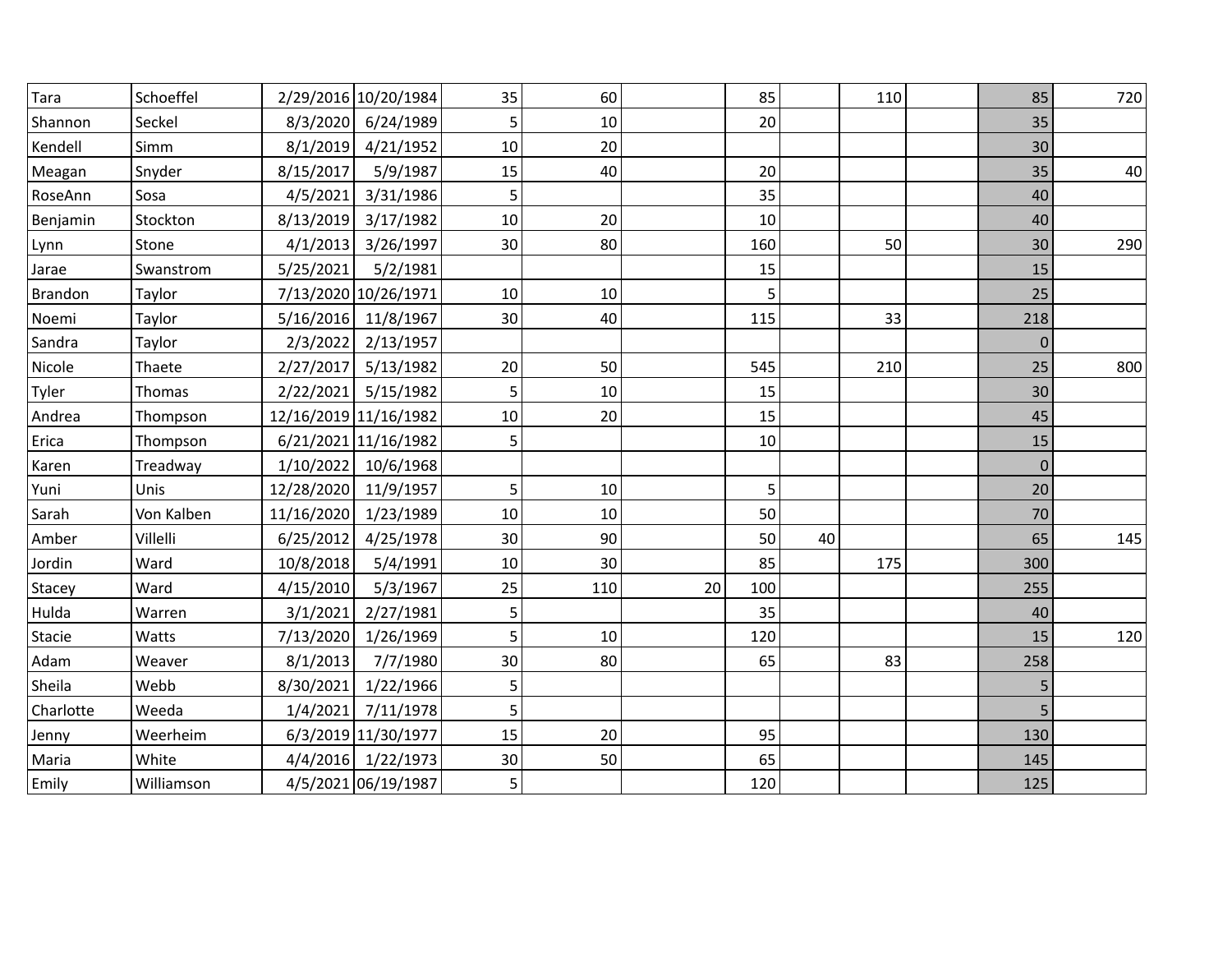| | | | | | | | | | | | | |
|---|---|---|---|---|---|---|---|---|---|---|---|---|
| Tara | Schoeffel | 2/29/2016 | 10/20/1984 | 35 | 60 | | 85 | | 110 | | 85 | 720 |
| Shannon | Seckel | 8/3/2020 | 6/24/1989 | 5 | 10 | | 20 | | | | 35 | |
| Kendell | Simm | 8/1/2019 | 4/21/1952 | 10 | 20 | | | | | | 30 | |
| Meagan | Snyder | 8/15/2017 | 5/9/1987 | 15 | 40 | | 20 | | | | 35 | 40 |
| RoseAnn | Sosa | 4/5/2021 | 3/31/1986 | 5 | | | 35 | | | | 40 | |
| Benjamin | Stockton | 8/13/2019 | 3/17/1982 | 10 | 20 | | 10 | | | | 40 | |
| Lynn | Stone | 4/1/2013 | 3/26/1997 | 30 | 80 | | 160 | | 50 | | 30 | 290 |
| Jarae | Swanstrom | 5/25/2021 | 5/2/1981 | | | | 15 | | | | 15 | |
| Brandon | Taylor | 7/13/2020 | 10/26/1971 | 10 | 10 | | 5 | | | | 25 | |
| Noemi | Taylor | 5/16/2016 | 11/8/1967 | 30 | 40 | | 115 | | 33 | | 218 | |
| Sandra | Taylor | 2/3/2022 | 2/13/1957 | | | | | | | | 0 | |
| Nicole | Thaete | 2/27/2017 | 5/13/1982 | 20 | 50 | | 545 | | 210 | | 25 | 800 |
| Tyler | Thomas | 2/22/2021 | 5/15/1982 | 5 | 10 | | 15 | | | | 30 | |
| Andrea | Thompson | 12/16/2019 | 11/16/1982 | 10 | 20 | | 15 | | | | 45 | |
| Erica | Thompson | 6/21/2021 | 11/16/1982 | 5 | | | 10 | | | | 15 | |
| Karen | Treadway | 1/10/2022 | 10/6/1968 | | | | | | | | 0 | |
| Yuni | Unis | 12/28/2020 | 11/9/1957 | 5 | 10 | | 5 | | | | 20 | |
| Sarah | Von Kalben | 11/16/2020 | 1/23/1989 | 10 | 10 | | 50 | | | | 70 | |
| Amber | Villelli | 6/25/2012 | 4/25/1978 | 30 | 90 | | 50 | 40 | | | 65 | 145 |
| Jordin | Ward | 10/8/2018 | 5/4/1991 | 10 | 30 | | 85 | | 175 | | 300 | |
| Stacey | Ward | 4/15/2010 | 5/3/1967 | 25 | 110 | 20 | 100 | | | | 255 | |
| Hulda | Warren | 3/1/2021 | 2/27/1981 | 5 | | | 35 | | | | 40 | |
| Stacie | Watts | 7/13/2020 | 1/26/1969 | 5 | 10 | | 120 | | | | 15 | 120 |
| Adam | Weaver | 8/1/2013 | 7/7/1980 | 30 | 80 | | 65 | | 83 | | 258 | |
| Sheila | Webb | 8/30/2021 | 1/22/1966 | 5 | | | | | | | 5 | |
| Charlotte | Weeda | 1/4/2021 | 7/11/1978 | 5 | | | | | | | 5 | |
| Jenny | Weerheim | 6/3/2019 | 11/30/1977 | 15 | 20 | | 95 | | | | 130 | |
| Maria | White | 4/4/2016 | 1/22/1973 | 30 | 50 | | 65 | | | | 145 | |
| Emily | Williamson | 4/5/2021 | 06/19/1987 | 5 | | | 120 | | | | 125 | |